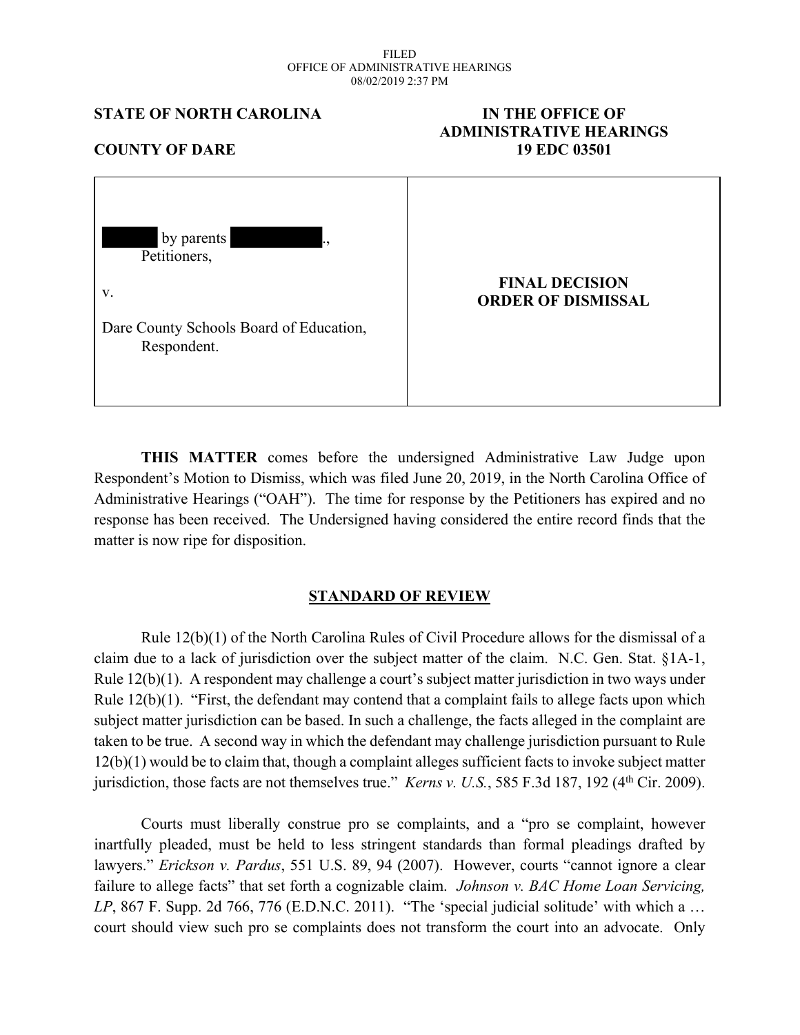FILED
OFFICE OF ADMINISTRATIVE HEARINGS
08/02/2019 2:37 PM

**STATE OF NORTH CAROLINA**

**COUNTY OF DARE**

**IN THE OFFICE OF ADMINISTRATIVE HEARINGS**
**19 EDC 03501**

| | |
|---|---|
| [REDACTED] by parents [REDACTED]., Petitioners,<br><br>v.<br><br>Dare County Schools Board of Education, Respondent. | **FINAL DECISION ORDER OF DISMISSAL** |

**THIS MATTER** comes before the undersigned Administrative Law Judge upon Respondent's Motion to Dismiss, which was filed June 20, 2019, in the North Carolina Office of Administrative Hearings ("OAH"). The time for response by the Petitioners has expired and no response has been received. The Undersigned having considered the entire record finds that the matter is now ripe for disposition.

## STANDARD OF REVIEW

Rule 12(b)(1) of the North Carolina Rules of Civil Procedure allows for the dismissal of a claim due to a lack of jurisdiction over the subject matter of the claim. N.C. Gen. Stat. §1A-1, Rule 12(b)(1). A respondent may challenge a court's subject matter jurisdiction in two ways under Rule 12(b)(1). "First, the defendant may contend that a complaint fails to allege facts upon which subject matter jurisdiction can be based. In such a challenge, the facts alleged in the complaint are taken to be true. A second way in which the defendant may challenge jurisdiction pursuant to Rule 12(b)(1) would be to claim that, though a complaint alleges sufficient facts to invoke subject matter jurisdiction, those facts are not themselves true." *Kerns v. U.S.*, 585 F.3d 187, 192 (4th Cir. 2009).

Courts must liberally construe pro se complaints, and a "pro se complaint, however inartfully pleaded, must be held to less stringent standards than formal pleadings drafted by lawyers." *Erickson v. Pardus*, 551 U.S. 89, 94 (2007). However, courts "cannot ignore a clear failure to allege facts" that set forth a cognizable claim. *Johnson v. BAC Home Loan Servicing, LP*, 867 F. Supp. 2d 766, 776 (E.D.N.C. 2011). "The 'special judicial solitude' with which a … court should view such pro se complaints does not transform the court into an advocate. Only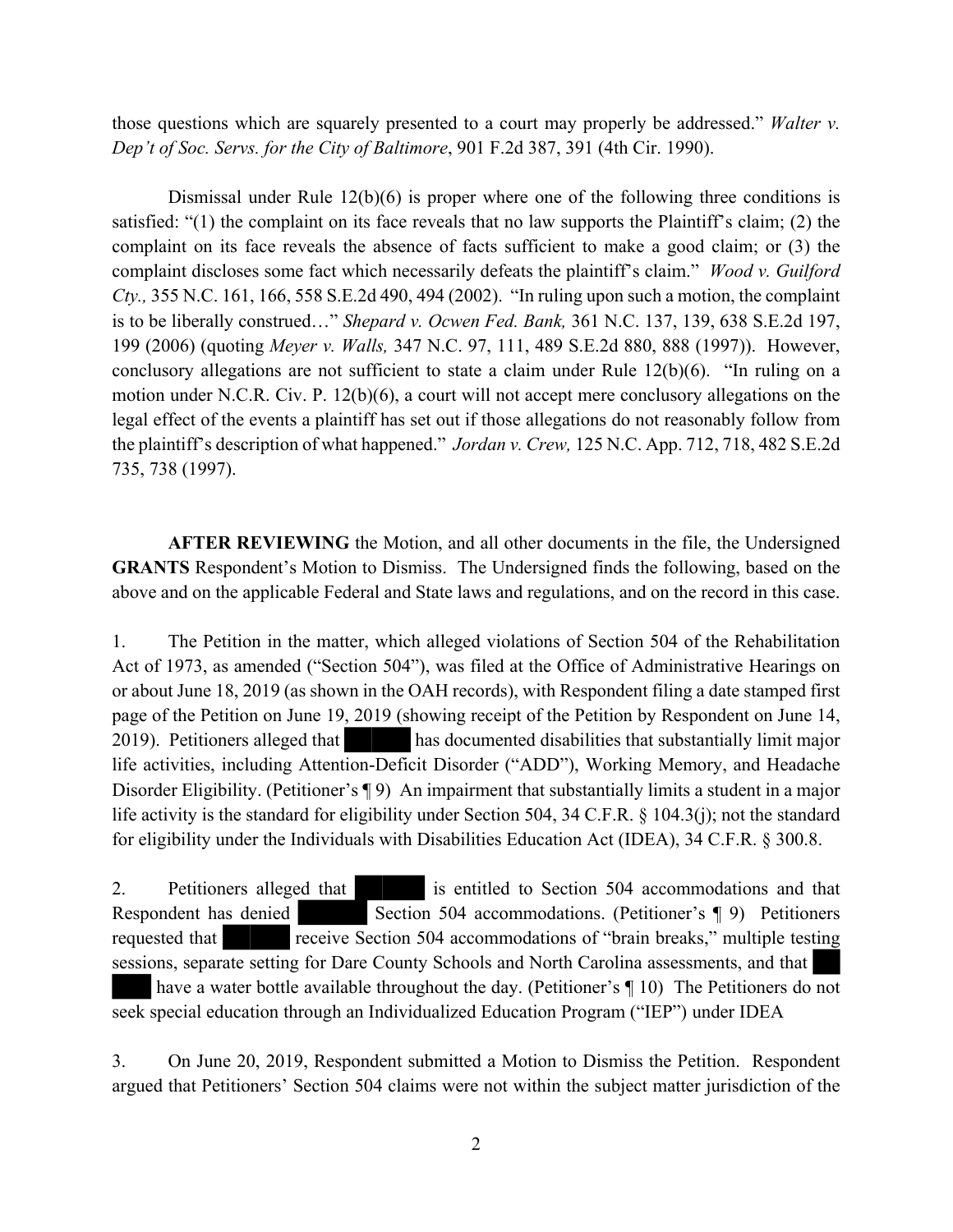those questions which are squarely presented to a court may properly be addressed." *Walter v. Dep't of Soc. Servs. for the City of Baltimore*, 901 F.2d 387, 391 (4th Cir. 1990).

Dismissal under Rule 12(b)(6) is proper where one of the following three conditions is satisfied: "(1) the complaint on its face reveals that no law supports the Plaintiff's claim; (2) the complaint on its face reveals the absence of facts sufficient to make a good claim; or (3) the complaint discloses some fact which necessarily defeats the plaintiff's claim." *Wood v. Guilford Cty.,* 355 N.C. 161, 166, 558 S.E.2d 490, 494 (2002). "In ruling upon such a motion, the complaint is to be liberally construed…" *Shepard v. Ocwen Fed. Bank,* 361 N.C. 137, 139, 638 S.E.2d 197, 199 (2006) (quoting *Meyer v. Walls,* 347 N.C. 97, 111, 489 S.E.2d 880, 888 (1997)). However, conclusory allegations are not sufficient to state a claim under Rule 12(b)(6). "In ruling on a motion under N.C.R. Civ. P. 12(b)(6), a court will not accept mere conclusory allegations on the legal effect of the events a plaintiff has set out if those allegations do not reasonably follow from the plaintiff's description of what happened." *Jordan v. Crew,* 125 N.C. App. 712, 718, 482 S.E.2d 735, 738 (1997).

**AFTER REVIEWING** the Motion, and all other documents in the file, the Undersigned **GRANTS** Respondent's Motion to Dismiss. The Undersigned finds the following, based on the above and on the applicable Federal and State laws and regulations, and on the record in this case.

1. The Petition in the matter, which alleged violations of Section 504 of the Rehabilitation Act of 1973, as amended ("Section 504"), was filed at the Office of Administrative Hearings on or about June 18, 2019 (as shown in the OAH records), with Respondent filing a date stamped first page of the Petition on June 19, 2019 (showing receipt of the Petition by Respondent on June 14, 2019). Petitioners alleged that ████ has documented disabilities that substantially limit major life activities, including Attention-Deficit Disorder ("ADD"), Working Memory, and Headache Disorder Eligibility. (Petitioner's ¶ 9) An impairment that substantially limits a student in a major life activity is the standard for eligibility under Section 504, 34 C.F.R. § 104.3(j); not the standard for eligibility under the Individuals with Disabilities Education Act (IDEA), 34 C.F.R. § 300.8.

2. Petitioners alleged that ████ is entitled to Section 504 accommodations and that Respondent has denied ████ Section 504 accommodations. (Petitioner's ¶ 9) Petitioners requested that ████ receive Section 504 accommodations of "brain breaks," multiple testing sessions, separate setting for Dare County Schools and North Carolina assessments, and that ████ have a water bottle available throughout the day. (Petitioner's ¶ 10) The Petitioners do not seek special education through an Individualized Education Program ("IEP") under IDEA

3. On June 20, 2019, Respondent submitted a Motion to Dismiss the Petition. Respondent argued that Petitioners' Section 504 claims were not within the subject matter jurisdiction of the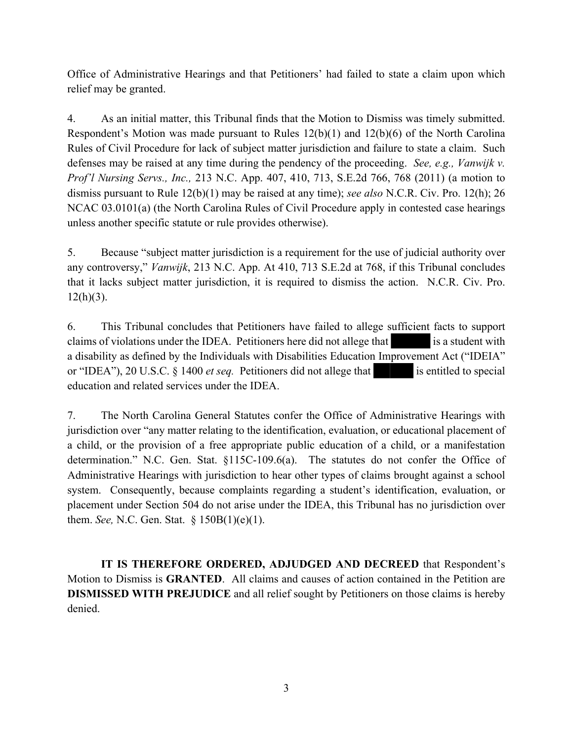Office of Administrative Hearings and that Petitioners' had failed to state a claim upon which relief may be granted.

4. As an initial matter, this Tribunal finds that the Motion to Dismiss was timely submitted. Respondent's Motion was made pursuant to Rules 12(b)(1) and 12(b)(6) of the North Carolina Rules of Civil Procedure for lack of subject matter jurisdiction and failure to state a claim. Such defenses may be raised at any time during the pendency of the proceeding. *See, e.g., Vanwijk v. Prof'l Nursing Servs., Inc.,* 213 N.C. App. 407, 410, 713, S.E.2d 766, 768 (2011) (a motion to dismiss pursuant to Rule 12(b)(1) may be raised at any time); *see also* N.C.R. Civ. Pro. 12(h); 26 NCAC 03.0101(a) (the North Carolina Rules of Civil Procedure apply in contested case hearings unless another specific statute or rule provides otherwise).

5. Because "subject matter jurisdiction is a requirement for the use of judicial authority over any controversy," *Vanwijk*, 213 N.C. App. At 410, 713 S.E.2d at 768, if this Tribunal concludes that it lacks subject matter jurisdiction, it is required to dismiss the action. N.C.R. Civ. Pro. 12(h)(3).

6. This Tribunal concludes that Petitioners have failed to allege sufficient facts to support claims of violations under the IDEA. Petitioners here did not allege that ██████ is a student with a disability as defined by the Individuals with Disabilities Education Improvement Act ("IDEIA" or "IDEA"), 20 U.S.C. § 1400 *et seq.* Petitioners did not allege that ██████ is entitled to special education and related services under the IDEA.

7. The North Carolina General Statutes confer the Office of Administrative Hearings with jurisdiction over "any matter relating to the identification, evaluation, or educational placement of a child, or the provision of a free appropriate public education of a child, or a manifestation determination." N.C. Gen. Stat. §115C-109.6(a). The statutes do not confer the Office of Administrative Hearings with jurisdiction to hear other types of claims brought against a school system. Consequently, because complaints regarding a student's identification, evaluation, or placement under Section 504 do not arise under the IDEA, this Tribunal has no jurisdiction over them. *See,* N.C. Gen. Stat. § 150B(1)(e)(1).

**IT IS THEREFORE ORDERED, ADJUDGED AND DECREED** that Respondent's Motion to Dismiss is **GRANTED**. All claims and causes of action contained in the Petition are **DISMISSED WITH PREJUDICE** and all relief sought by Petitioners on those claims is hereby denied.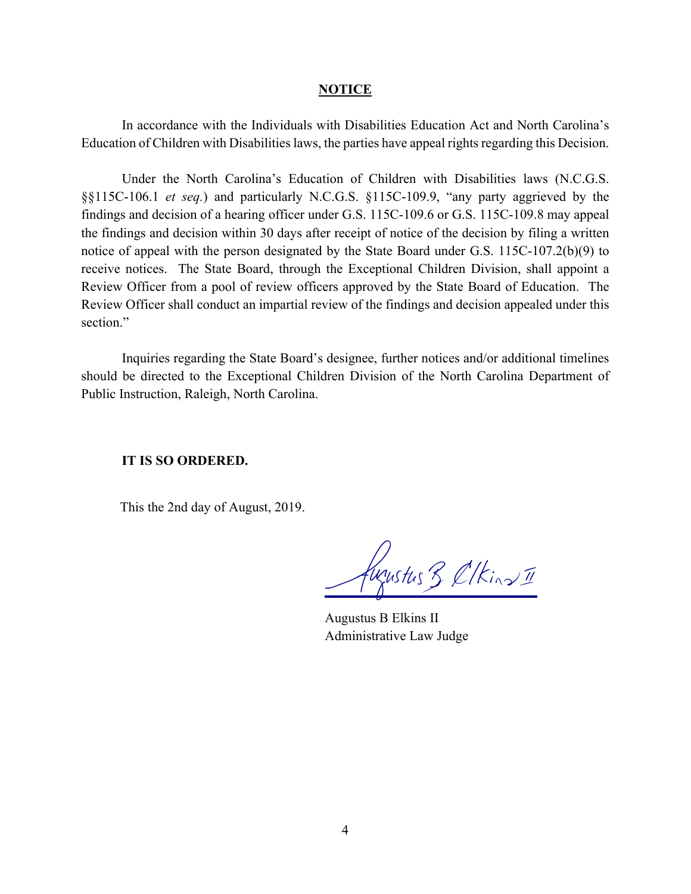**NOTICE**

In accordance with the Individuals with Disabilities Education Act and North Carolina's Education of Children with Disabilities laws, the parties have appeal rights regarding this Decision.

Under the North Carolina's Education of Children with Disabilities laws (N.C.G.S. §§115C-106.1 *et seq.*) and particularly N.C.G.S. §115C-109.9, "any party aggrieved by the findings and decision of a hearing officer under G.S. 115C-109.6 or G.S. 115C-109.8 may appeal the findings and decision within 30 days after receipt of notice of the decision by filing a written notice of appeal with the person designated by the State Board under G.S. 115C-107.2(b)(9) to receive notices. The State Board, through the Exceptional Children Division, shall appoint a Review Officer from a pool of review officers approved by the State Board of Education. The Review Officer shall conduct an impartial review of the findings and decision appealed under this section."

Inquiries regarding the State Board's designee, further notices and/or additional timelines should be directed to the Exceptional Children Division of the North Carolina Department of Public Instruction, Raleigh, North Carolina.

**IT IS SO ORDERED.**

This the 2nd day of August, 2019.

Augustus B Elkins II
Administrative Law Judge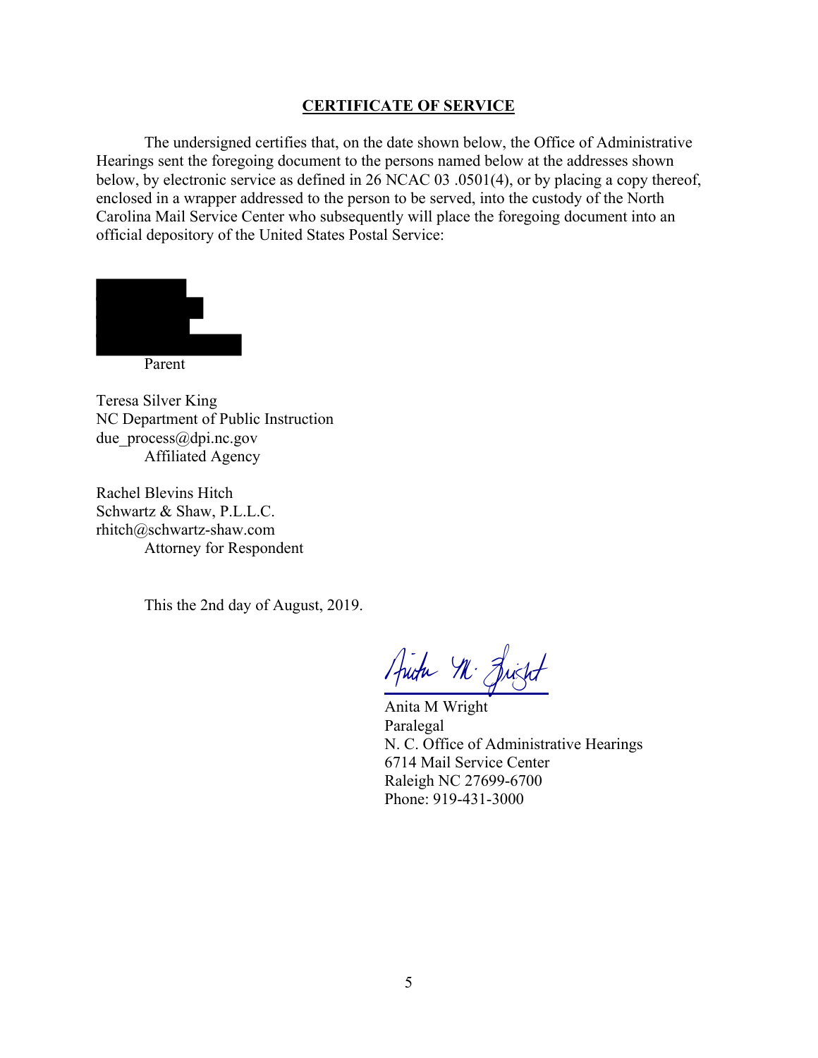## CERTIFICATE OF SERVICE

The undersigned certifies that, on the date shown below, the Office of Administrative Hearings sent the foregoing document to the persons named below at the addresses shown below, by electronic service as defined in 26 NCAC 03 .0501(4), or by placing a copy thereof, enclosed in a wrapper addressed to the person to be served, into the custody of the North Carolina Mail Service Center who subsequently will place the foregoing document into an official depository of the United States Postal Service:

Parent

Teresa Silver King
NC Department of Public Instruction
due_process@dpi.nc.gov
Affiliated Agency

Rachel Blevins Hitch
Schwartz & Shaw, P.L.L.C.
rhitch@schwartz-shaw.com
Attorney for Respondent

This the 2nd day of August, 2019.

Anita M Wright
Paralegal
N. C. Office of Administrative Hearings
6714 Mail Service Center
Raleigh NC 27699-6700
Phone: 919-431-3000